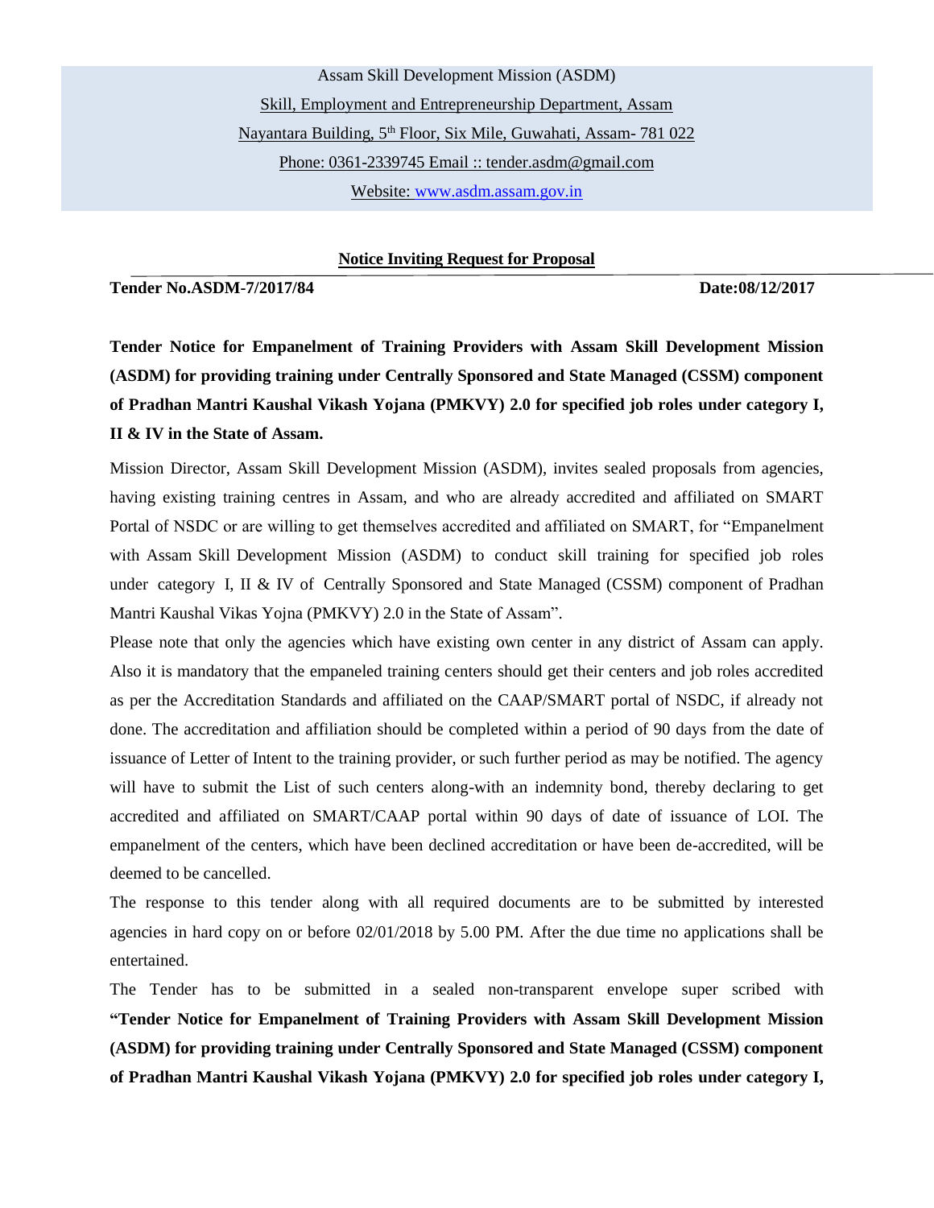Assam Skill Development Mission (ASDM)

Skill, Employment and Entrepreneurship Department, Assam

Nayantara Building, 5th Floor, Six Mile, Guwahati, Assam- 781 022

Phone: 0361-2339745 Email :: tender.asdm@gmail.com

Website: www.asdm.assam.gov.in

**Notice Inviting Request for Proposal**

**Tender No.ASDM-7/2017/84** **Date:08/12/2017**

**Tender Notice for Empanelment of Training Providers with Assam Skill Development Mission (ASDM) for providing training under Centrally Sponsored and State Managed (CSSM) component of Pradhan Mantri Kaushal Vikash Yojana (PMKVY) 2.0 for specified job roles under category I, II & IV in the State of Assam.**

Mission Director, Assam Skill Development Mission (ASDM), invites sealed proposals from agencies, having existing training centres in Assam, and who are already accredited and affiliated on SMART Portal of NSDC or are willing to get themselves accredited and affiliated on SMART, for "Empanelment with Assam Skill Development Mission (ASDM) to conduct skill training for specified job roles under category I, II & IV of Centrally Sponsored and State Managed (CSSM) component of Pradhan Mantri Kaushal Vikas Yojna (PMKVY) 2.0 in the State of Assam".

Please note that only the agencies which have existing own center in any district of Assam can apply. Also it is mandatory that the empaneled training centers should get their centers and job roles accredited as per the Accreditation Standards and affiliated on the CAAP/SMART portal of NSDC, if already not done. The accreditation and affiliation should be completed within a period of 90 days from the date of issuance of Letter of Intent to the training provider, or such further period as may be notified. The agency will have to submit the List of such centers along-with an indemnity bond, thereby declaring to get accredited and affiliated on SMART/CAAP portal within 90 days of date of issuance of LOI. The empanelment of the centers, which have been declined accreditation or have been de-accredited, will be deemed to be cancelled.

The response to this tender along with all required documents are to be submitted by interested agencies in hard copy on or before 02/01/2018 by 5.00 PM. After the due time no applications shall be entertained.

The Tender has to be submitted in a sealed non-transparent envelope super scribed with **"Tender Notice for Empanelment of Training Providers with Assam Skill Development Mission (ASDM) for providing training under Centrally Sponsored and State Managed (CSSM) component of Pradhan Mantri Kaushal Vikash Yojana (PMKVY) 2.0 for specified job roles under category I,**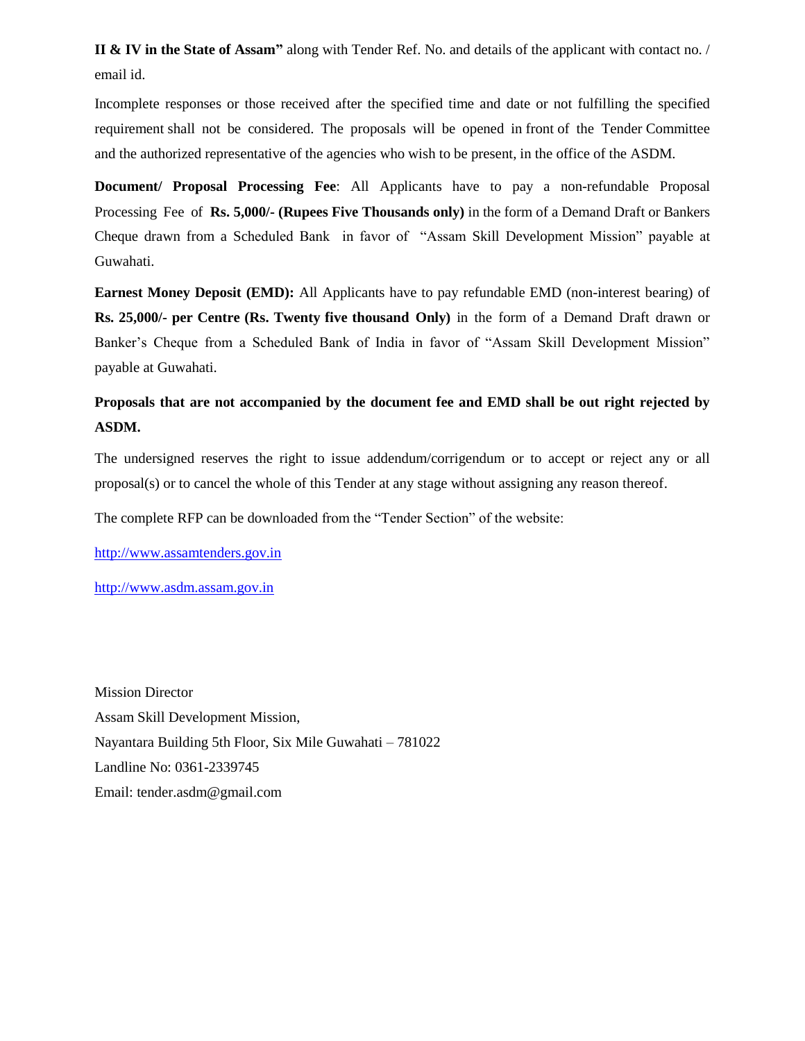**II & IV in the State of Assam"** along with Tender Ref. No. and details of the applicant with contact no. / email id.

Incomplete responses or those received after the specified time and date or not fulfilling the specified requirement shall not be considered. The proposals will be opened in front of the Tender Committee and the authorized representative of the agencies who wish to be present, in the office of the ASDM.

**Document/ Proposal Processing Fee**: All Applicants have to pay a non-refundable Proposal Processing Fee of **Rs. 5,000/- (Rupees Five Thousands only)** in the form of a Demand Draft or Bankers Cheque drawn from a Scheduled Bank in favor of "Assam Skill Development Mission" payable at Guwahati.

**Earnest Money Deposit (EMD):** All Applicants have to pay refundable EMD (non-interest bearing) of **Rs. 25,000/- per Centre (Rs. Twenty five thousand Only)** in the form of a Demand Draft drawn or Banker's Cheque from a Scheduled Bank of India in favor of "Assam Skill Development Mission" payable at Guwahati.

**Proposals that are not accompanied by the document fee and EMD shall be out right rejected by ASDM.**

The undersigned reserves the right to issue addendum/corrigendum or to accept or reject any or all proposal(s) or to cancel the whole of this Tender at any stage without assigning any reason thereof.

The complete RFP can be downloaded from the "Tender Section" of the website:

http://www.assamtenders.gov.in

http://www.asdm.assam.gov.in

Mission Director
Assam Skill Development Mission,
Nayantara Building 5th Floor, Six Mile Guwahati – 781022
Landline No: 0361-2339745
Email: tender.asdm@gmail.com